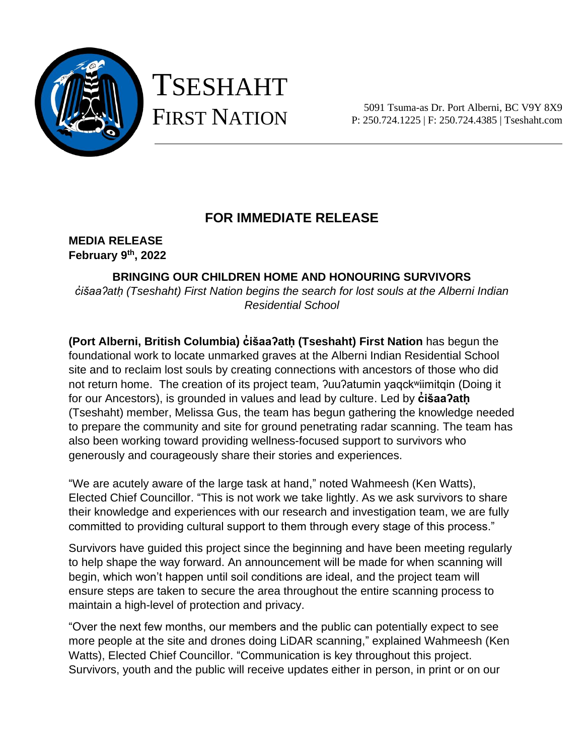# TSESHAHT FIRST NATION

5091 Tsuma-as Dr. Port Alberni, BC V9Y 8X9
P: 250.724.1225 | F: 250.724.4385 | Tseshaht.com

## FOR IMMEDIATE RELEASE

**MEDIA RELEASE**
**February 9th, 2022**

### BRINGING OUR CHILDREN HOME AND HONOURING SURVIVORS

*c̓išaaʔatḥ (Tseshaht) First Nation begins the search for lost souls at the Alberni Indian Residential School*

**(Port Alberni, British Columbia) c̓išaaʔatḥ (Tseshaht) First Nation** has begun the foundational work to locate unmarked graves at the Alberni Indian Residential School site and to reclaim lost souls by creating connections with ancestors of those who did not return home. The creation of its project team, ʔuuʔatumin yaqckʷiimitqin (Doing it for our Ancestors), is grounded in values and lead by culture. Led by **c̓išaaʔatḥ** (Tseshaht) member, Melissa Gus, the team has begun gathering the knowledge needed to prepare the community and site for ground penetrating radar scanning. The team has also been working toward providing wellness-focused support to survivors who generously and courageously share their stories and experiences.

"We are acutely aware of the large task at hand," noted Wahmeesh (Ken Watts), Elected Chief Councillor. "This is not work we take lightly. As we ask survivors to share their knowledge and experiences with our research and investigation team, we are fully committed to providing cultural support to them through every stage of this process."

Survivors have guided this project since the beginning and have been meeting regularly to help shape the way forward. An announcement will be made for when scanning will begin, which won't happen until soil conditions are ideal, and the project team will ensure steps are taken to secure the area throughout the entire scanning process to maintain a high-level of protection and privacy.

"Over the next few months, our members and the public can potentially expect to see more people at the site and drones doing LiDAR scanning," explained Wahmeesh (Ken Watts), Elected Chief Councillor. "Communication is key throughout this project. Survivors, youth and the public will receive updates either in person, in print or on our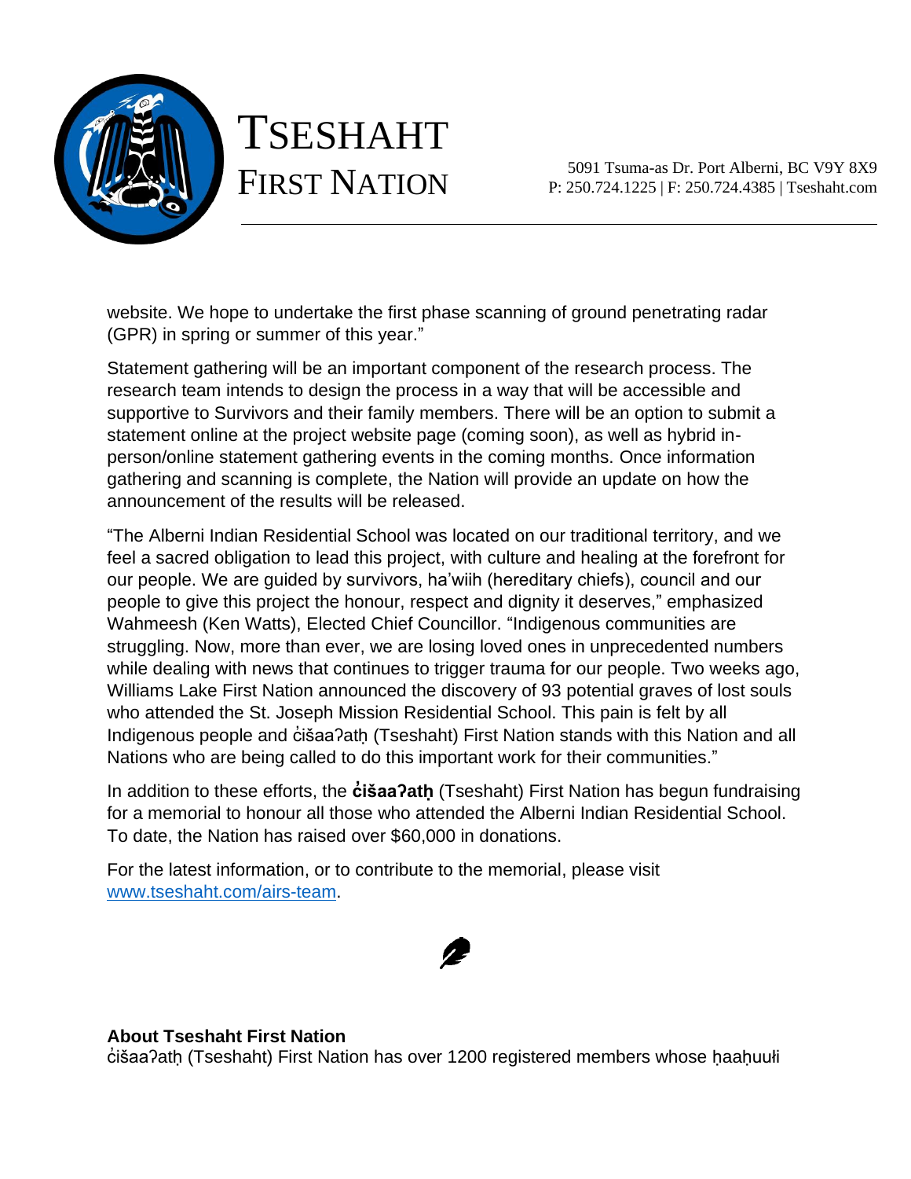website. We hope to undertake the first phase scanning of ground penetrating radar (GPR) in spring or summer of this year."

Statement gathering will be an important component of the research process. The research team intends to design the process in a way that will be accessible and supportive to Survivors and their family members. There will be an option to submit a statement online at the project website page (coming soon), as well as hybrid in-person/online statement gathering events in the coming months. Once information gathering and scanning is complete, the Nation will provide an update on how the announcement of the results will be released.

"The Alberni Indian Residential School was located on our traditional territory, and we feel a sacred obligation to lead this project, with culture and healing at the forefront for our people. We are guided by survivors, ha'wiih (hereditary chiefs), council and our people to give this project the honour, respect and dignity it deserves," emphasized Wahmeesh (Ken Watts), Elected Chief Councillor. "Indigenous communities are struggling. Now, more than ever, we are losing loved ones in unprecedented numbers while dealing with news that continues to trigger trauma for our people. Two weeks ago, Williams Lake First Nation announced the discovery of 93 potential graves of lost souls who attended the St. Joseph Mission Residential School. This pain is felt by all Indigenous people and c̓išaaʔatḥ (Tseshaht) First Nation stands with this Nation and all Nations who are being called to do this important work for their communities."

In addition to these efforts, the **c̓išaaʔatḥ** (Tseshaht) First Nation has begun fundraising for a memorial to honour all those who attended the Alberni Indian Residential School. To date, the Nation has raised over $60,000 in donations.

For the latest information, or to contribute to the memorial, please visit [www.tseshaht.com/airs-team](www.tseshaht.com/airs-team).

**About Tseshaht First Nation**

c̓išaaʔatḥ (Tseshaht) First Nation has over 1200 registered members whose ḥaaḥuułi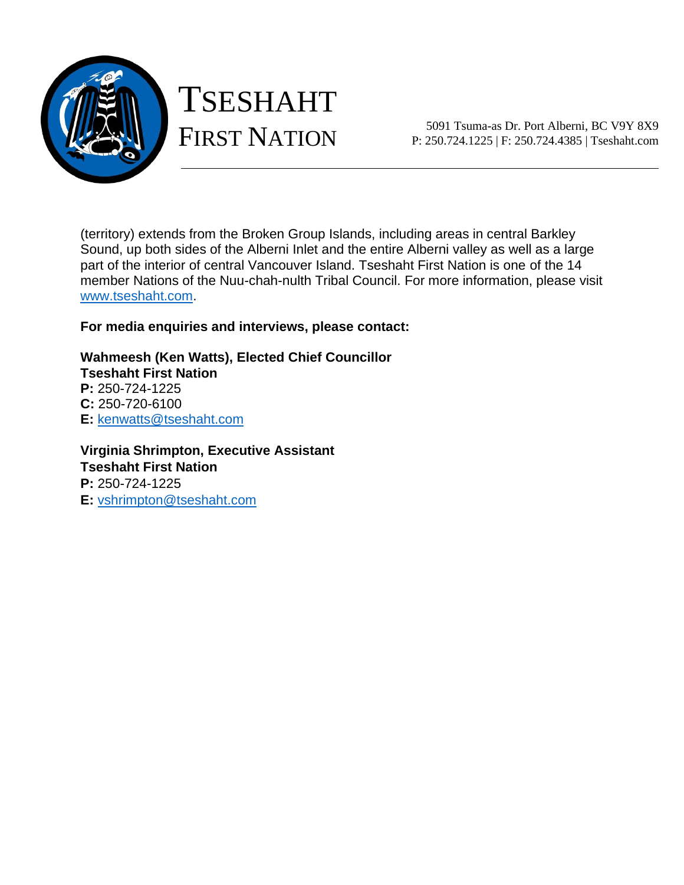# TSESHAHT FIRST NATION

5091 Tsuma-as Dr. Port Alberni, BC V9Y 8X9
P: 250.724.1225 | F: 250.724.4385 | Tseshaht.com

(territory) extends from the Broken Group Islands, including areas in central Barkley Sound, up both sides of the Alberni Inlet and the entire Alberni valley as well as a large part of the interior of central Vancouver Island. Tseshaht First Nation is one of the 14 member Nations of the Nuu-chah-nulth Tribal Council. For more information, please visit [www.tseshaht.com](http://www.tseshaht.com).

**For media enquiries and interviews, please contact:**

**Wahmeesh (Ken Watts), Elected Chief Councillor**
**Tseshaht First Nation**
**P:** 250-724-1225
**C:** 250-720-6100
**E:** [kenwatts@tseshaht.com](mailto:kenwatts@tseshaht.com)

**Virginia Shrimpton, Executive Assistant**
**Tseshaht First Nation**
**P:** 250-724-1225
**E:** [vshrimpton@tseshaht.com](mailto:vshrimpton@tseshaht.com)